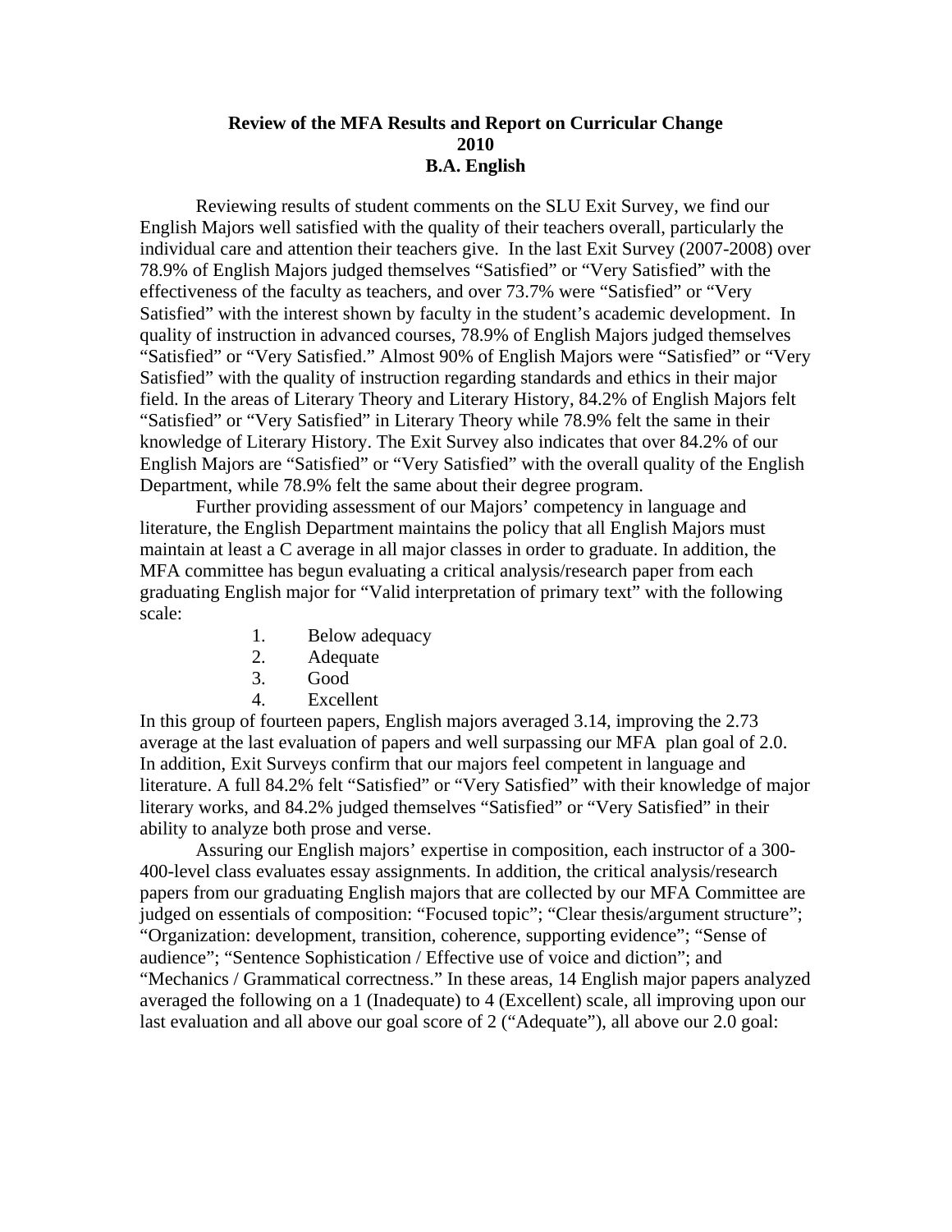**Review of the MFA Results and Report on Curricular Change**
**2010**
**B.A. English**

Reviewing results of student comments on the SLU Exit Survey, we find our English Majors well satisfied with the quality of their teachers overall, particularly the individual care and attention their teachers give. In the last Exit Survey (2007-2008) over 78.9% of English Majors judged themselves "Satisfied" or "Very Satisfied" with the effectiveness of the faculty as teachers, and over 73.7% were "Satisfied" or "Very Satisfied" with the interest shown by faculty in the student's academic development. In quality of instruction in advanced courses, 78.9% of English Majors judged themselves "Satisfied" or "Very Satisfied." Almost 90% of English Majors were "Satisfied" or "Very Satisfied" with the quality of instruction regarding standards and ethics in their major field. In the areas of Literary Theory and Literary History, 84.2% of English Majors felt "Satisfied" or "Very Satisfied" in Literary Theory while 78.9% felt the same in their knowledge of Literary History. The Exit Survey also indicates that over 84.2% of our English Majors are "Satisfied" or "Very Satisfied" with the overall quality of the English Department, while 78.9% felt the same about their degree program.

Further providing assessment of our Majors' competency in language and literature, the English Department maintains the policy that all English Majors must maintain at least a C average in all major classes in order to graduate. In addition, the MFA committee has begun evaluating a critical analysis/research paper from each graduating English major for "Valid interpretation of primary text" with the following scale:

1. Below adequacy
2. Adequate
3. Good
4. Excellent

In this group of fourteen papers, English majors averaged 3.14, improving the 2.73 average at the last evaluation of papers and well surpassing our MFA plan goal of 2.0. In addition, Exit Surveys confirm that our majors feel competent in language and literature. A full 84.2% felt "Satisfied" or "Very Satisfied" with their knowledge of major literary works, and 84.2% judged themselves "Satisfied" or "Very Satisfied" in their ability to analyze both prose and verse.

Assuring our English majors' expertise in composition, each instructor of a 300-400-level class evaluates essay assignments. In addition, the critical analysis/research papers from our graduating English majors that are collected by our MFA Committee are judged on essentials of composition: "Focused topic"; "Clear thesis/argument structure"; "Organization: development, transition, coherence, supporting evidence"; "Sense of audience"; "Sentence Sophistication / Effective use of voice and diction"; and "Mechanics / Grammatical correctness." In these areas, 14 English major papers analyzed averaged the following on a 1 (Inadequate) to 4 (Excellent) scale, all improving upon our last evaluation and all above our goal score of 2 ("Adequate"), all above our 2.0 goal: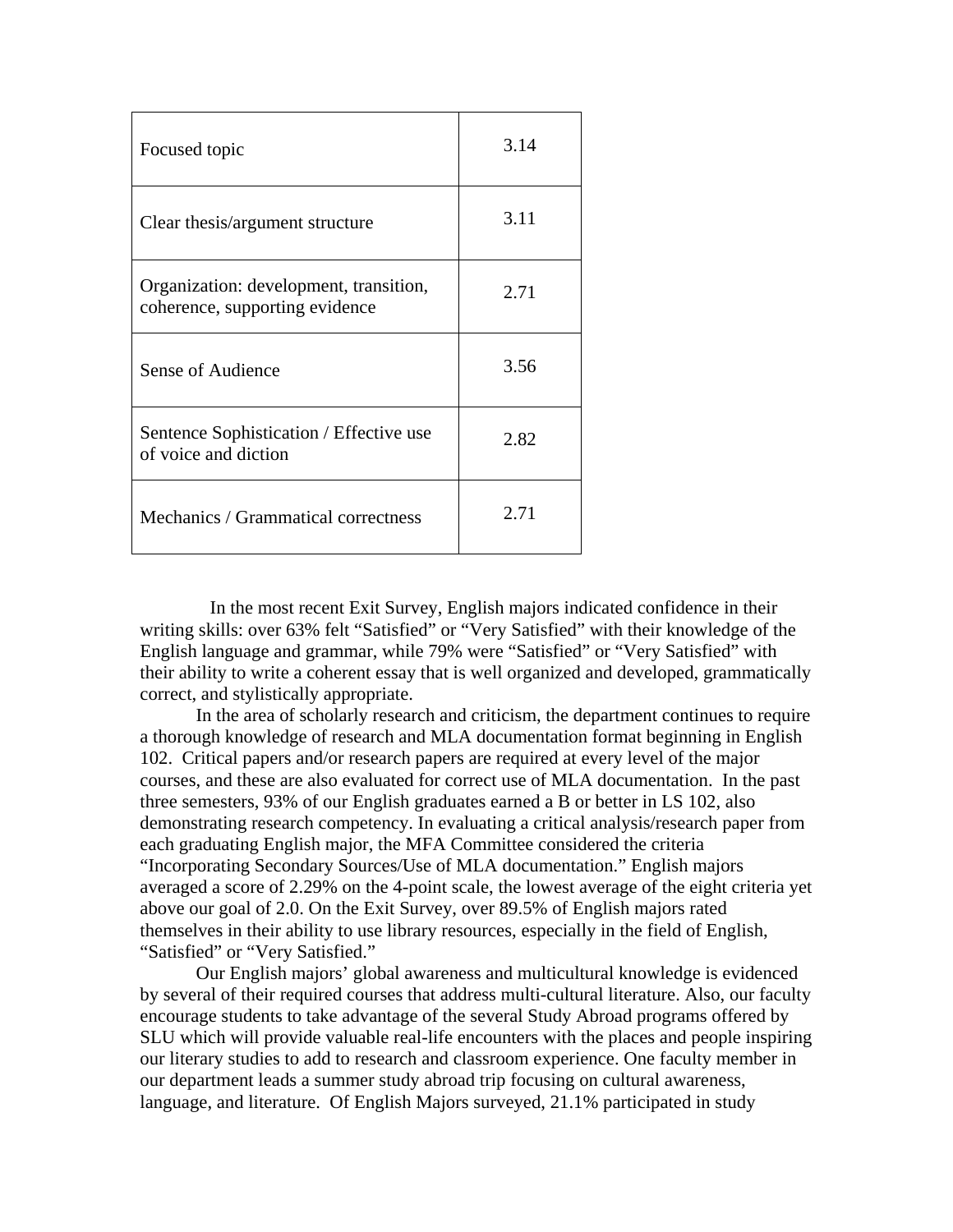| Focused topic | 3.14 |
|---|---|
| Clear thesis/argument structure | 3.11 |
| Organization: development, transition, coherence, supporting evidence | 2.71 |
| Sense of Audience | 3.56 |
| Sentence Sophistication / Effective use of voice and diction | 2.82 |
| Mechanics / Grammatical correctness | 2.71 |

In the most recent Exit Survey, English majors indicated confidence in their writing skills: over 63% felt "Satisfied" or "Very Satisfied" with their knowledge of the English language and grammar, while 79% were "Satisfied" or "Very Satisfied" with their ability to write a coherent essay that is well organized and developed, grammatically correct, and stylistically appropriate.

In the area of scholarly research and criticism, the department continues to require a thorough knowledge of research and MLA documentation format beginning in English 102. Critical papers and/or research papers are required at every level of the major courses, and these are also evaluated for correct use of MLA documentation. In the past three semesters, 93% of our English graduates earned a B or better in LS 102, also demonstrating research competency. In evaluating a critical analysis/research paper from each graduating English major, the MFA Committee considered the criteria "Incorporating Secondary Sources/Use of MLA documentation." English majors averaged a score of 2.29% on the 4-point scale, the lowest average of the eight criteria yet above our goal of 2.0. On the Exit Survey, over 89.5% of English majors rated themselves in their ability to use library resources, especially in the field of English, "Satisfied" or "Very Satisfied."

Our English majors' global awareness and multicultural knowledge is evidenced by several of their required courses that address multi-cultural literature. Also, our faculty encourage students to take advantage of the several Study Abroad programs offered by SLU which will provide valuable real-life encounters with the places and people inspiring our literary studies to add to research and classroom experience. One faculty member in our department leads a summer study abroad trip focusing on cultural awareness, language, and literature. Of English Majors surveyed, 21.1% participated in study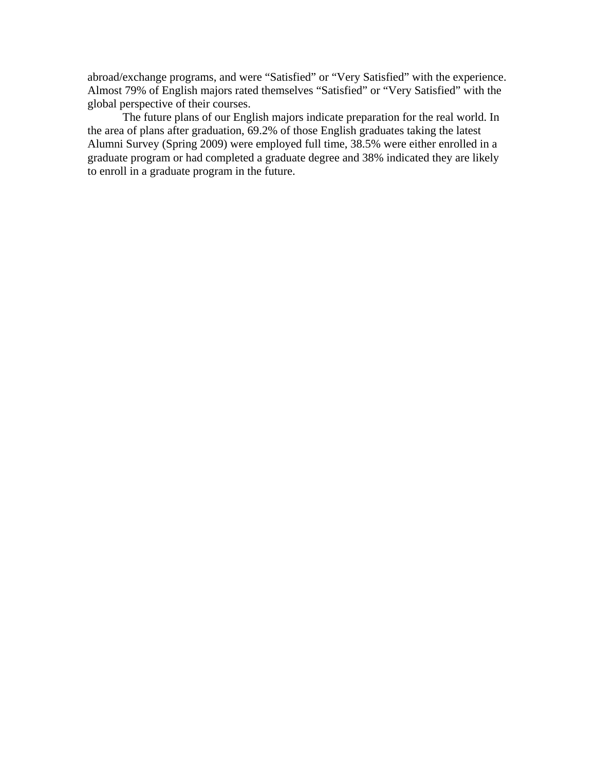abroad/exchange programs, and were “Satisfied” or “Very Satisfied” with the experience. Almost 79% of English majors rated themselves “Satisfied” or “Very Satisfied” with the global perspective of their courses.

The future plans of our English majors indicate preparation for the real world. In the area of plans after graduation, 69.2% of those English graduates taking the latest Alumni Survey (Spring 2009) were employed full time, 38.5% were either enrolled in a graduate program or had completed a graduate degree and 38% indicated they are likely to enroll in a graduate program in the future.